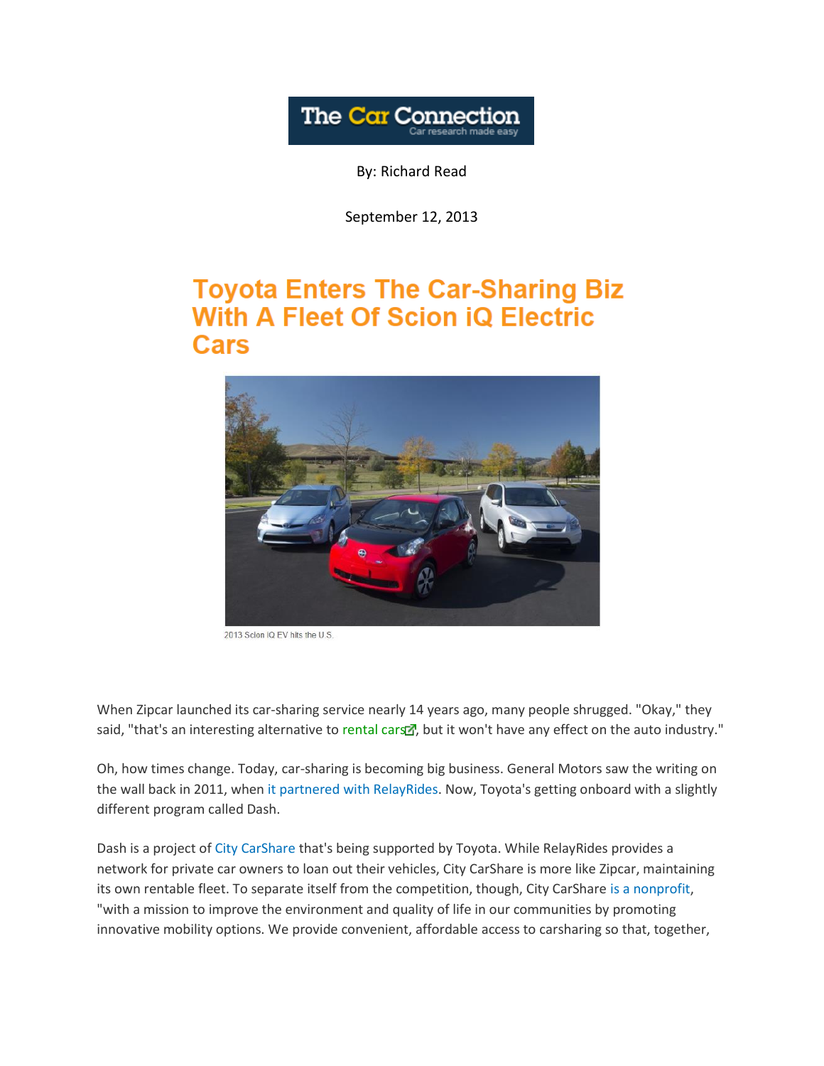The Car Connection
Car research made easy

By: Richard Read

September 12, 2013

# Toyota Enters The Car-Sharing Biz With A Fleet Of Scion iQ Electric Cars

2013 Scion iQ EV hits the U.S.

When Zipcar launched its car-sharing service nearly 14 years ago, many people shrugged. "Okay," they said, "that's an interesting alternative to rental cars, but it won't have any effect on the auto industry."

Oh, how times change. Today, car-sharing is becoming big business. General Motors saw the writing on the wall back in 2011, when it partnered with RelayRides. Now, Toyota's getting onboard with a slightly different program called Dash.

Dash is a project of City CarShare that's being supported by Toyota. While RelayRides provides a network for private car owners to loan out their vehicles, City CarShare is more like Zipcar, maintaining its own rentable fleet. To separate itself from the competition, though, City CarShare is a nonprofit, "with a mission to improve the environment and quality of life in our communities by promoting innovative mobility options. We provide convenient, affordable access to carsharing so that, together,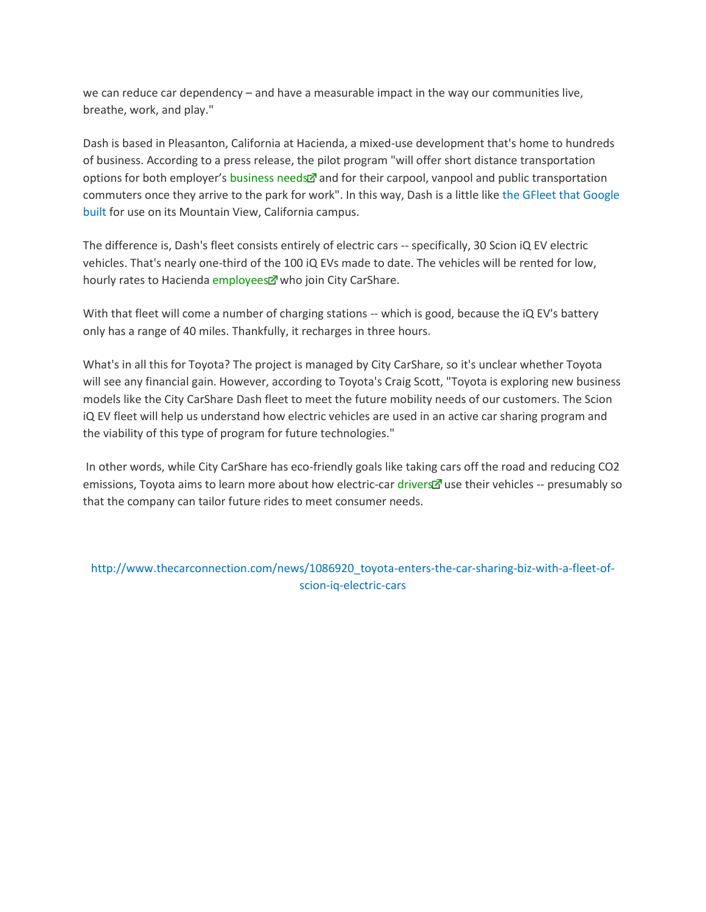we can reduce car dependency – and have a measurable impact in the way our communities live, breathe, work, and play."

Dash is based in Pleasanton, California at Hacienda, a mixed-use development that's home to hundreds of business. According to a press release, the pilot program "will offer short distance transportation options for both employer's business needs and for their carpool, vanpool and public transportation commuters once they arrive to the park for work". In this way, Dash is a little like the GFleet that Google built for use on its Mountain View, California campus.

The difference is, Dash's fleet consists entirely of electric cars -- specifically, 30 Scion iQ EV electric vehicles. That's nearly one-third of the 100 iQ EVs made to date. The vehicles will be rented for low, hourly rates to Hacienda employees who join City CarShare.

With that fleet will come a number of charging stations -- which is good, because the iQ EV's battery only has a range of 40 miles. Thankfully, it recharges in three hours.

What's in all this for Toyota? The project is managed by City CarShare, so it's unclear whether Toyota will see any financial gain. However, according to Toyota's Craig Scott, "Toyota is exploring new business models like the City CarShare Dash fleet to meet the future mobility needs of our customers. The Scion iQ EV fleet will help us understand how electric vehicles are used in an active car sharing program and the viability of this type of program for future technologies."

In other words, while City CarShare has eco-friendly goals like taking cars off the road and reducing $CO_2$ emissions, Toyota aims to learn more about how electric-car drivers use their vehicles -- presumably so that the company can tailor future rides to meet consumer needs.

http://www.thecarconnection.com/news/1086920_toyota-enters-the-car-sharing-biz-with-a-fleet-of-scion-iq-electric-cars